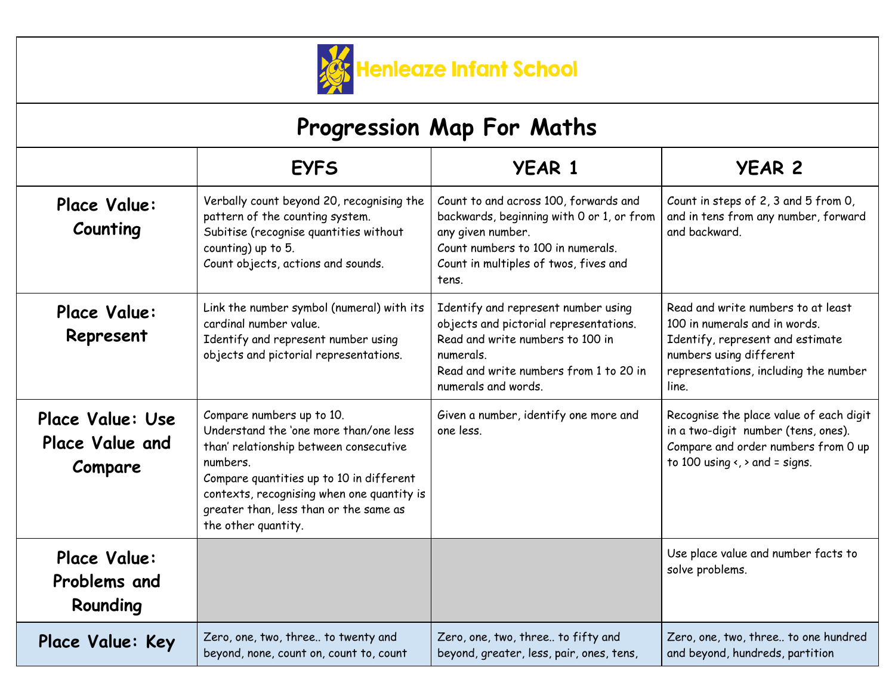# Henleaze Infant School

## Progression Map For Maths

| | EYFS | YEAR 1 | YEAR 2 |
|---|---|---|---|
| **Place Value: Counting** | Verbally count beyond 20, recognising the pattern of the counting system.<br>Subitise (recognise quantities without counting) up to 5.<br>Count objects, actions and sounds. | Count to and across 100, forwards and backwards, beginning with 0 or 1, or from any given number.<br>Count numbers to 100 in numerals.<br>Count in multiples of twos, fives and tens. | Count in steps of 2, 3 and 5 from 0, and in tens from any number, forward and backward. |
| **Place Value: Represent** | Link the number symbol (numeral) with its cardinal number value.<br>Identify and represent number using objects and pictorial representations. | Identify and represent number using objects and pictorial representations.<br>Read and write numbers to 100 in numerals.<br>Read and write numbers from 1 to 20 in numerals and words. | Read and write numbers to at least 100 in numerals and in words.<br>Identify, represent and estimate numbers using different representations, including the number line. |
| **Place Value: Use Place Value and Compare** | Compare numbers up to 10.<br>Understand the 'one more than/one less than' relationship between consecutive numbers.<br>Compare quantities up to 10 in different contexts, recognising when one quantity is greater than, less than or the same as the other quantity. | Given a number, identify one more and one less. | Recognise the place value of each digit in a two-digit number (tens, ones).<br>Compare and order numbers from 0 up to 100 using <, > and = signs. |
| **Place Value: Problems and Rounding** | | | Use place value and number facts to solve problems. |
| **Place Value: Key** | Zero, one, two, three.. to twenty and beyond, none, count on, count to, count | Zero, one, two, three.. to fifty and beyond, greater, less, pair, ones, tens, | Zero, one, two, three.. to one hundred and beyond, hundreds, partition |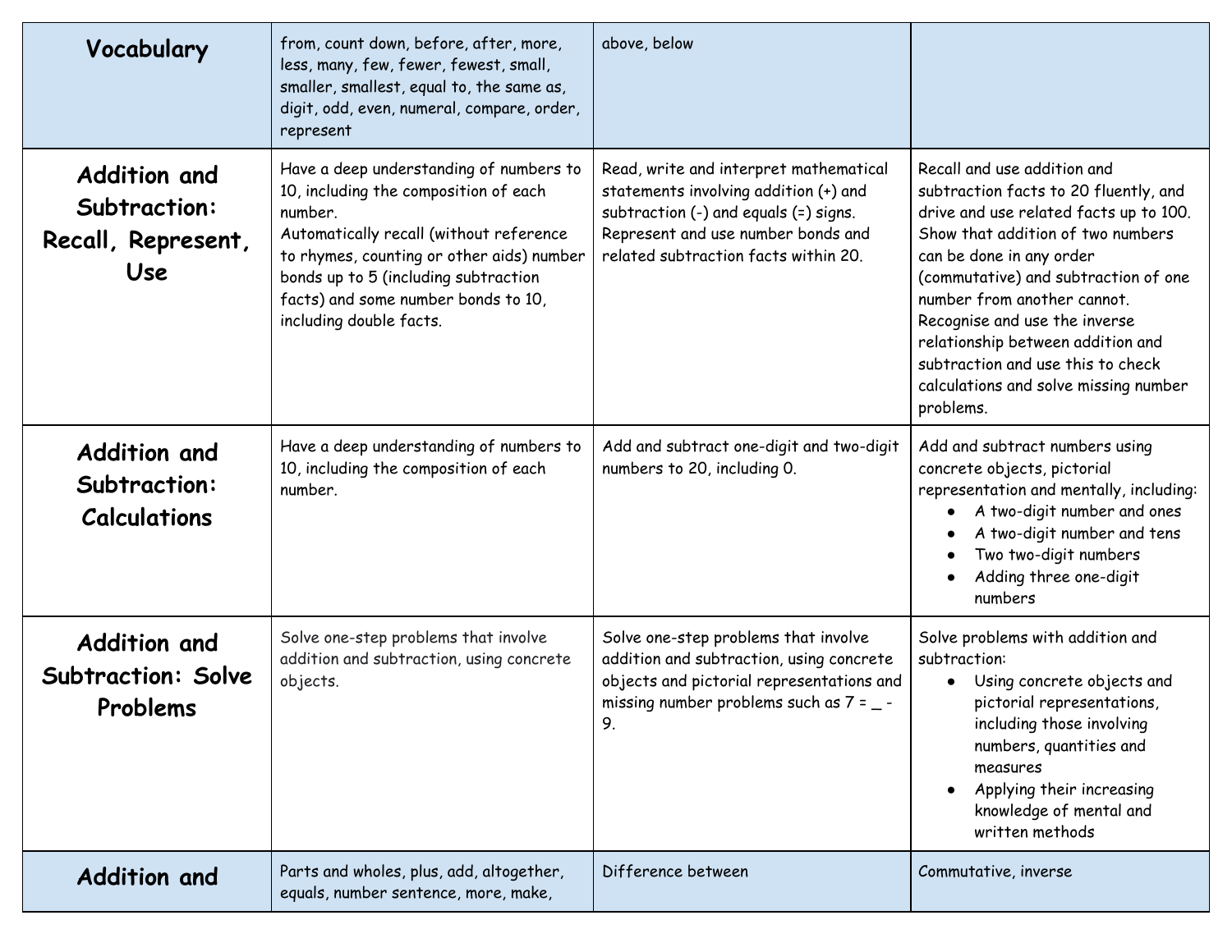| **Vocabulary** | from, count down, before, after, more, less, many, few, fewer, fewest, small, smaller, smallest, equal to, the same as, digit, odd, even, numeral, compare, order, represent | above, below | |
|---|---|---|---|
| **Addition and Subtraction: Recall, Represent, Use** | Have a deep understanding of numbers to 10, including the composition of each number.<br>Automatically recall (without reference to rhymes, counting or other aids) number bonds up to 5 (including subtraction facts) and some number bonds to 10, including double facts. | Read, write and interpret mathematical statements involving addition (+) and subtraction (-) and equals (=) signs.<br>Represent and use number bonds and related subtraction facts within 20. | Recall and use addition and subtraction facts to 20 fluently, and drive and use related facts up to 100.<br>Show that addition of two numbers can be done in any order (commutative) and subtraction of one number from another cannot.<br>Recognise and use the inverse relationship between addition and subtraction and use this to check calculations and solve missing number problems. |
| **Addition and Subtraction: Calculations** | Have a deep understanding of numbers to 10, including the composition of each number. | Add and subtract one-digit and two-digit numbers to 20, including 0. | Add and subtract numbers using concrete objects, pictorial representation and mentally, including:<br>• A two-digit number and ones<br>• A two-digit number and tens<br>• Two two-digit numbers<br>• Adding three one-digit numbers |
| **Addition and Subtraction: Solve Problems** | Solve one-step problems that involve addition and subtraction, using concrete objects. | Solve one-step problems that involve addition and subtraction, using concrete objects and pictorial representations and missing number problems such as 7 = _ - 9. | Solve problems with addition and subtraction:<br>• Using concrete objects and pictorial representations, including those involving numbers, quantities and measures<br>• Applying their increasing knowledge of mental and written methods |
| **Addition and** | Parts and wholes, plus, add, altogether, equals, number sentence, more, make, | Difference between | Commutative, inverse |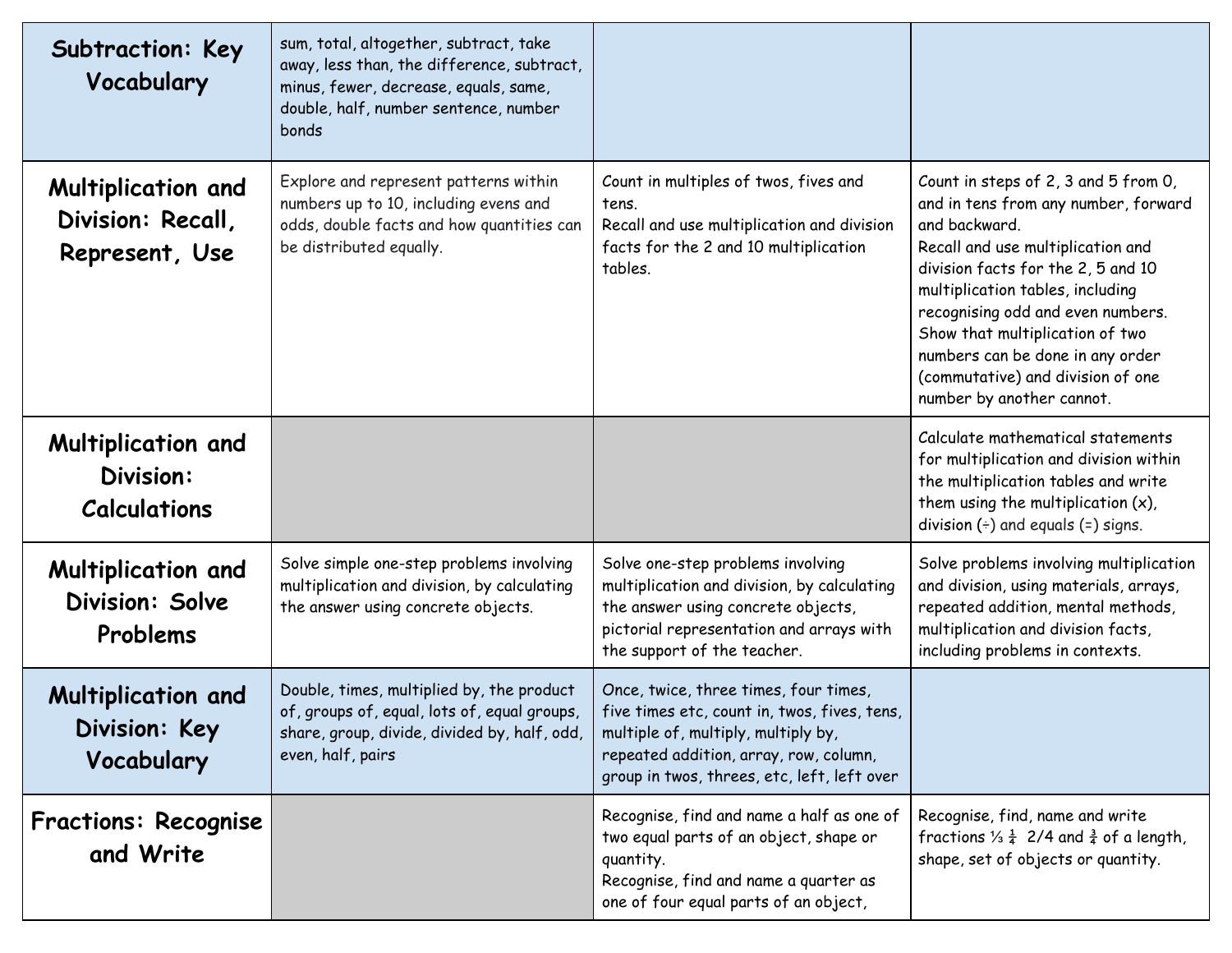| **Subtraction: Key Vocabulary** | sum, total, altogether, subtract, take away, less than, the difference, subtract, minus, fewer, decrease, equals, same, double, half, number sentence, number bonds | | |
|---|---|---|---|
| **Multiplication and Division: Recall, Represent, Use** | Explore and represent patterns within numbers up to 10, including evens and odds, double facts and how quantities can be distributed equally. | Count in multiples of twos, fives and tens.<br>Recall and use multiplication and division facts for the 2 and 10 multiplication tables. | Count in steps of 2, 3 and 5 from 0, and in tens from any number, forward and backward.<br>Recall and use multiplication and division facts for the 2, 5 and 10 multiplication tables, including recognising odd and even numbers.<br>Show that multiplication of two numbers can be done in any order (commutative) and division of one number by another cannot. |
| **Multiplication and Division: Calculations** | | | Calculate mathematical statements for multiplication and division within the multiplication tables and write them using the multiplication (x), division (÷) and equals (=) signs. |
| **Multiplication and Division: Solve Problems** | Solve simple one-step problems involving multiplication and division, by calculating the answer using concrete objects. | Solve one-step problems involving multiplication and division, by calculating the answer using concrete objects, pictorial representation and arrays with the support of the teacher. | Solve problems involving multiplication and division, using materials, arrays, repeated addition, mental methods, multiplication and division facts, including problems in contexts. |
| **Multiplication and Division: Key Vocabulary** | Double, times, multiplied by, the product of, groups of, equal, lots of, equal groups, share, group, divide, divided by, half, odd, even, half, pairs | Once, twice, three times, four times, five times etc, count in, twos, fives, tens, multiple of, multiply, multiply by, repeated addition, array, row, column, group in twos, threes, etc, left, left over | |
| **Fractions: Recognise and Write** | | Recognise, find and name a half as one of two equal parts of an object, shape or quantity.<br>Recognise, find and name a quarter as one of four equal parts of an object, | Recognise, find, name and write fractions $\frac{1}{3}$ $\frac{1}{4}$ $2/4$ and $\frac{3}{4}$ of a length, shape, set of objects or quantity. |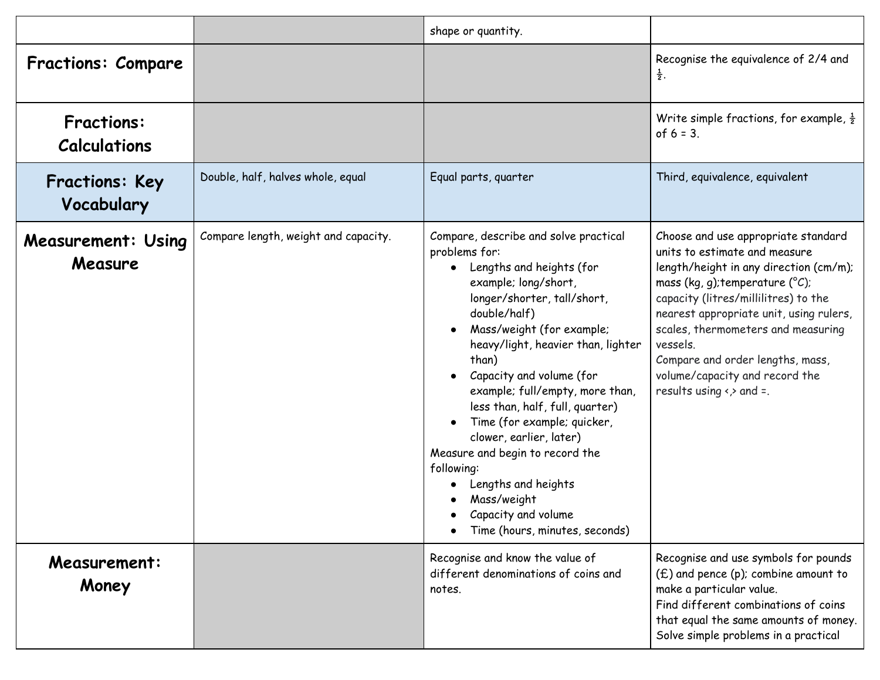| | | | |
|---|---|---|---|
| | | shape or quantity. | |
| **Fractions: Compare** | | | Recognise the equivalence of 2/4 and ½. |
| **Fractions: Calculations** | | | Write simple fractions, for example, ½ of 6 = 3. |
| **Fractions: Key Vocabulary** | Double, half, halves whole, equal | Equal parts, quarter | Third, equivalence, equivalent |
| **Measurement: Using Measure** | Compare length, weight and capacity. | Compare, describe and solve practical problems for:<br>• Lengths and heights (for example; long/short, longer/shorter, tall/short, double/half)<br>• Mass/weight (for example; heavy/light, heavier than, lighter than)<br>• Capacity and volume (for example; full/empty, more than, less than, half, full, quarter)<br>• Time (for example; quicker, clower, earlier, later)<br>Measure and begin to record the following:<br>• Lengths and heights<br>• Mass/weight<br>• Capacity and volume<br>• Time (hours, minutes, seconds) | Choose and use appropriate standard units to estimate and measure length/height in any direction (cm/m); mass (kg, g);temperature (°C); capacity (litres/millilitres) to the nearest appropriate unit, using rulers, scales, thermometers and measuring vessels.<br>Compare and order lengths, mass, volume/capacity and record the results using <,> and =. |
| **Measurement: Money** | | Recognise and know the value of different denominations of coins and notes. | Recognise and use symbols for pounds (£) and pence (p); combine amount to make a particular value.<br>Find different combinations of coins that equal the same amounts of money.<br>Solve simple problems in a practical |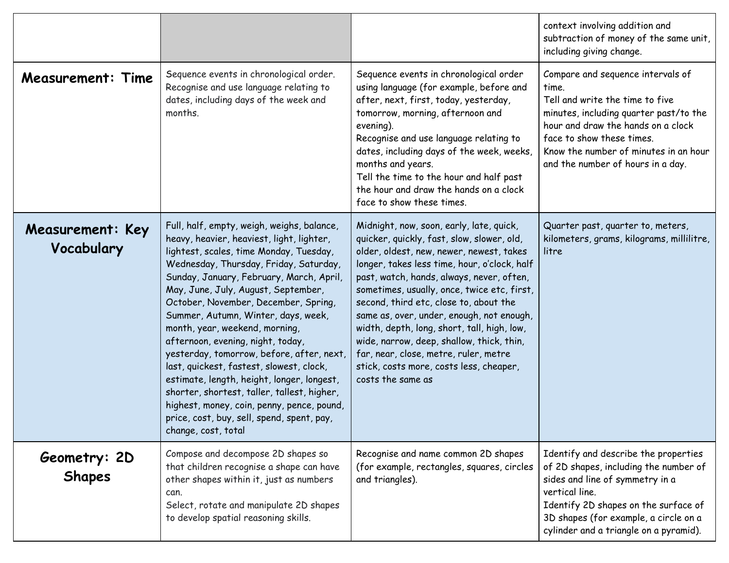| | | | |
|---|---|---|---|
| | | | context involving addition and subtraction of money of the same unit, including giving change. |
| **Measurement: Time** | Sequence events in chronological order. Recognise and use language relating to dates, including days of the week and months. | Sequence events in chronological order using language (for example, before and after, next, first, today, yesterday, tomorrow, morning, afternoon and evening). Recognise and use language relating to dates, including days of the week, weeks, months and years. Tell the time to the hour and half past the hour and draw the hands on a clock face to show these times. | Compare and sequence intervals of time. Tell and write the time to five minutes, including quarter past/to the hour and draw the hands on a clock face to show these times. Know the number of minutes in an hour and the number of hours in a day. |
| **Measurement: Key Vocabulary** | Full, half, empty, weigh, weighs, balance, heavy, heavier, heaviest, light, lighter, lightest, scales, time Monday, Tuesday, Wednesday, Thursday, Friday, Saturday, Sunday, January, February, March, April, May, June, July, August, September, October, November, December, Spring, Summer, Autumn, Winter, days, week, month, year, weekend, morning, afternoon, evening, night, today, yesterday, tomorrow, before, after, next, last, quickest, fastest, slowest, clock, estimate, length, height, longer, longest, shorter, shortest, taller, tallest, higher, highest, money, coin, penny, pence, pound, price, cost, buy, sell, spend, spent, pay, change, cost, total | Midnight, now, soon, early, late, quick, quicker, quickly, fast, slow, slower, old, older, oldest, new, newer, newest, takes longer, takes less time, hour, o'clock, half past, watch, hands, always, never, often, sometimes, usually, once, twice etc, first, second, third etc, close to, about the same as, over, under, enough, not enough, width, depth, long, short, tall, high, low, wide, narrow, deep, shallow, thick, thin, far, near, close, metre, ruler, metre stick, costs more, costs less, cheaper, costs the same as | Quarter past, quarter to, meters, kilometers, grams, kilograms, millilitre, litre |
| **Geometry: 2D Shapes** | Compose and decompose 2D shapes so that children recognise a shape can have other shapes within it, just as numbers can. Select, rotate and manipulate 2D shapes to develop spatial reasoning skills. | Recognise and name common 2D shapes (for example, rectangles, squares, circles and triangles). | Identify and describe the properties of 2D shapes, including the number of sides and line of symmetry in a vertical line. Identify 2D shapes on the surface of 3D shapes (for example, a circle on a cylinder and a triangle on a pyramid). |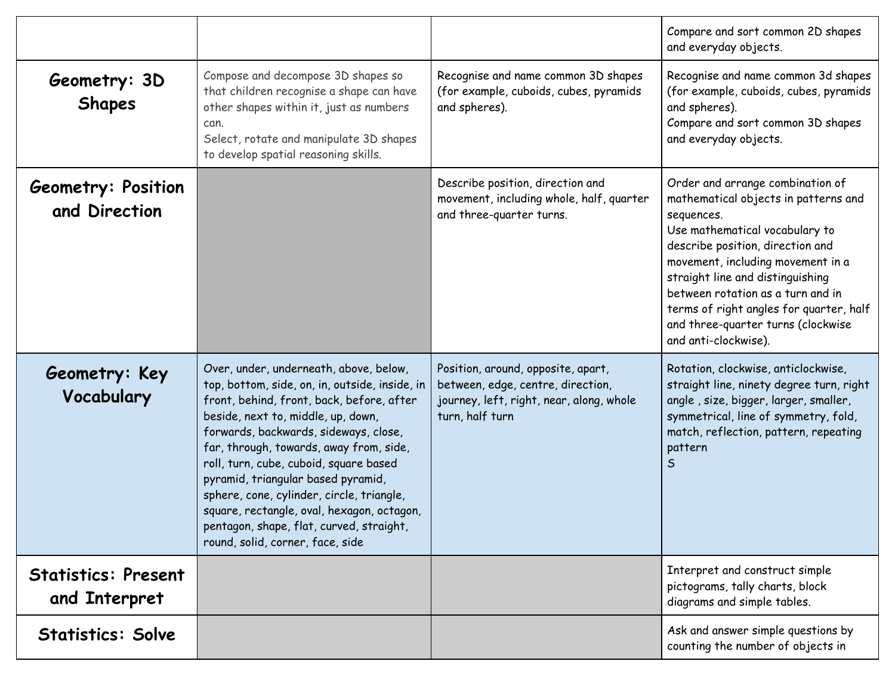| | | | |
|---|---|---|---|
| | | | Compare and sort common 2D shapes and everyday objects. |
| **Geometry: 3D Shapes** | Compose and decompose 3D shapes so that children recognise a shape can have other shapes within it, just as numbers can.<br>Select, rotate and manipulate 3D shapes to develop spatial reasoning skills. | Recognise and name common 3D shapes (for example, cuboids, cubes, pyramids and spheres). | Recognise and name common 3d shapes (for example, cuboids, cubes, pyramids and spheres).<br>Compare and sort common 3D shapes and everyday objects. |
| **Geometry: Position and Direction** | | Describe position, direction and movement, including whole, half, quarter and three-quarter turns. | Order and arrange combination of mathematical objects in patterns and sequences.<br>Use mathematical vocabulary to describe position, direction and movement, including movement in a straight line and distinguishing between rotation as a turn and in terms of right angles for quarter, half and three-quarter turns (clockwise and anti-clockwise). |
| **Geometry: Key Vocabulary** | Over, under, underneath, above, below, top, bottom, side, on, in, outside, inside, in front, behind, front, back, before, after beside, next to, middle, up, down, forwards, backwards, sideways, close, far, through, towards, away from, side, roll, turn, cube, cuboid, square based pyramid, triangular based pyramid, sphere, cone, cylinder, circle, triangle, square, rectangle, oval, hexagon, octagon, pentagon, shape, flat, curved, straight, round, solid, corner, face, side | Position, around, opposite, apart, between, edge, centre, direction, journey, left, right, near, along, whole turn, half turn | Rotation, clockwise, anticlockwise, straight line, ninety degree turn, right angle , size, bigger, larger, smaller, symmetrical, line of symmetry, fold, match, reflection, pattern, repeating pattern<br>S |
| **Statistics: Present and Interpret** | | | Interpret and construct simple pictograms, tally charts, block diagrams and simple tables. |
| **Statistics: Solve** | | | Ask and answer simple questions by counting the number of objects in |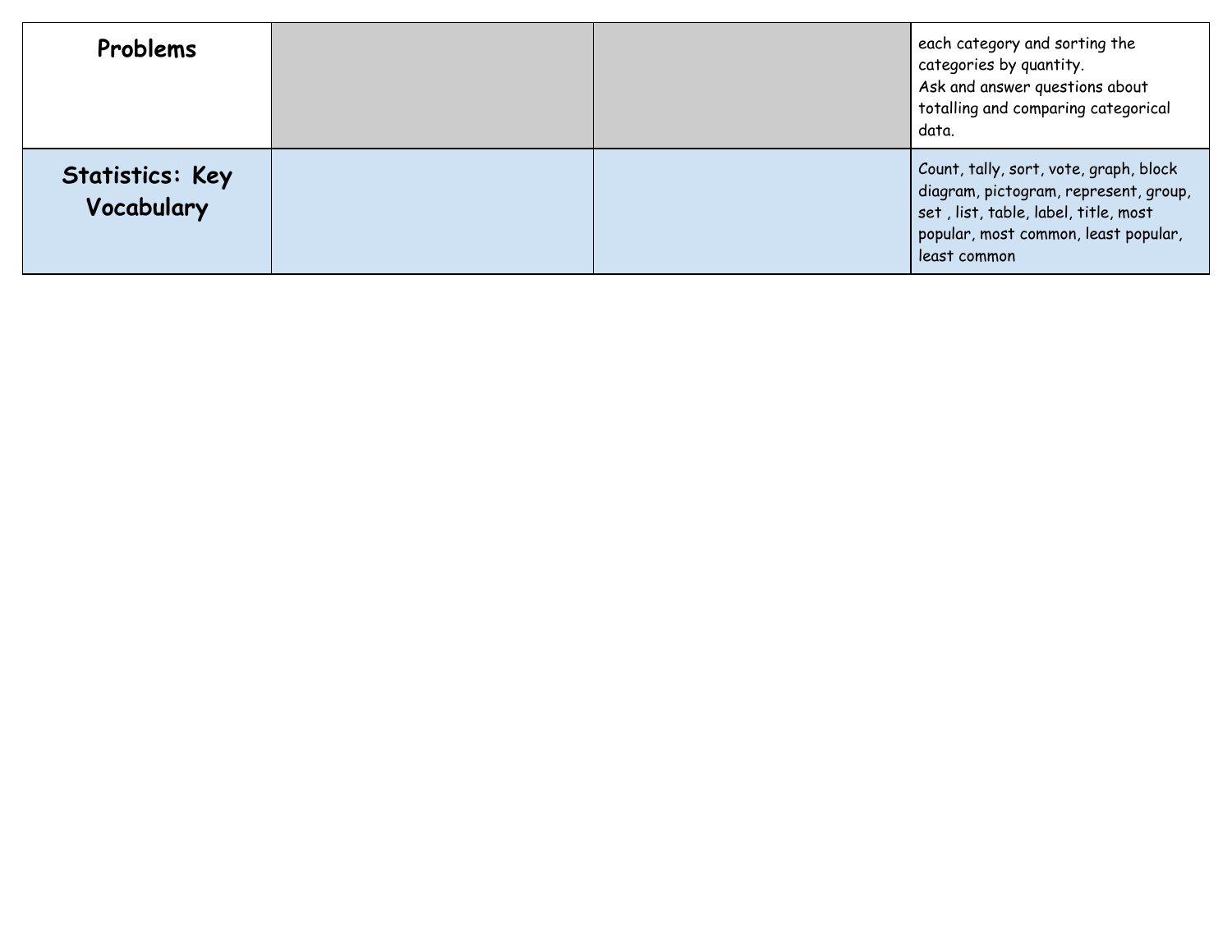| | | | |
|---|---|---|---|
| **Problems** | | | each category and sorting the categories by quantity.<br>Ask and answer questions about totalling and comparing categorical data. |
| **Statistics: Key Vocabulary** | | | Count, tally, sort, vote, graph, block diagram, pictogram, represent, group, set , list, table, label, title, most popular, most common, least popular, least common |